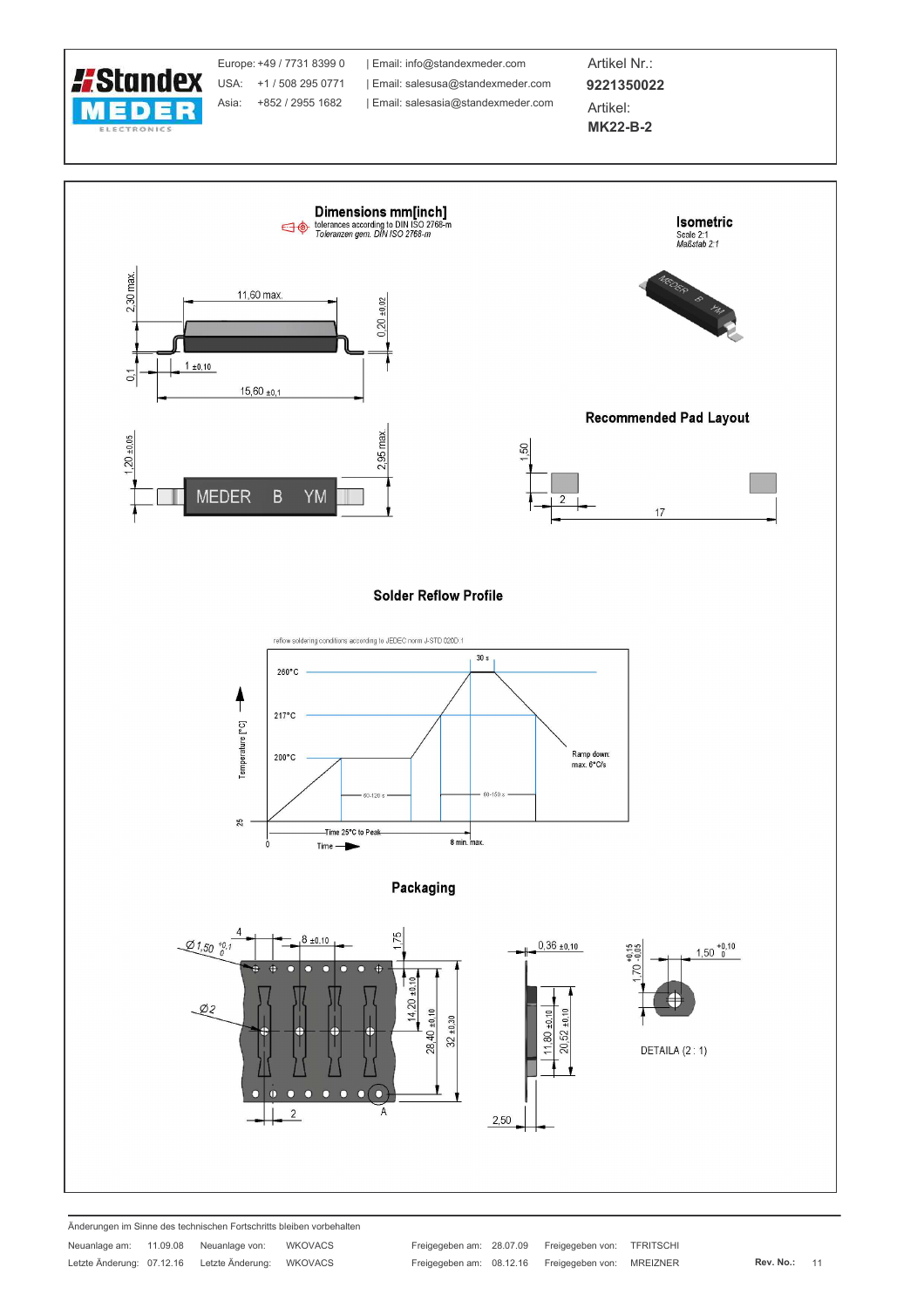Europe: +49 / 7731 8399 0 | Email: info@standexmeder.com
USA: +1 / 508 295 0771 | Email: salesusa@standexmeder.com
Asia: +852 / 2955 1682 | Email: salesasia@standexmeder.com

Artikel Nr.: **9221350022**

Artikel: **MK22-B-2**

## Dimensions mm[inch]

tolerances according to DIN ISO 2768-m
*Toleranzen gem. DIN ISO 2768-m*

2,30 max. | 11,60 max. | 0,20 ±0,02 | 0,1 | 1 ±0,10 | 15,60 ±0,1 | 1,20 ±0,05 | 2,95 max.

MEDER B YM

## Isometric

Scale 2:1
*Maßstab 2:1*

## Recommended Pad Layout

1,50 | 2 | 17

## Solder Reflow Profile

reflow soldering conditions according to JEDEC norm J-STD 020D.1

260°C | 217°C | 200°C | 25 | 30 s | 60-120 s | 60-150 s | Ramp down: max. 6°C/s | Temperature [°C] | Time 25°C to Peak | 8 min. max. | 0 | Time

## Packaging

Ø 1,50 $^{+0,1}_{0}$ | 4 | 8 ±0,10 | 1,75 | Ø 2 | 14,20 ±0,10 | 28,40 ±0,10 | 32 ±0,30 | 2 | A | 0,36 ±0,10 | 11,80 ±0,10 | 20,52 ±0,10 | 2,50 | 1,70 $^{+0,15}_{-0,05}$ | 1,50 $^{+0,10}_{0}$

DETAILA (2 : 1)

Änderungen im Sinne des technischen Fortschritts bleiben vorbehalten

| | | | | | | | |
|---|---|---|---|---|---|---|---|
| Neuanlage am: | 11.09.08 | Neuanlage von: | WKOVACS | Freigegeben am: | 28.07.09 | Freigegeben von: | TFRITSCHI |
| Letzte Änderung: | 07.12.16 | Letzte Änderung: | WKOVACS | Freigegeben am: | 08.12.16 | Freigegeben von: | MREIZNER |

Rev. No.: 11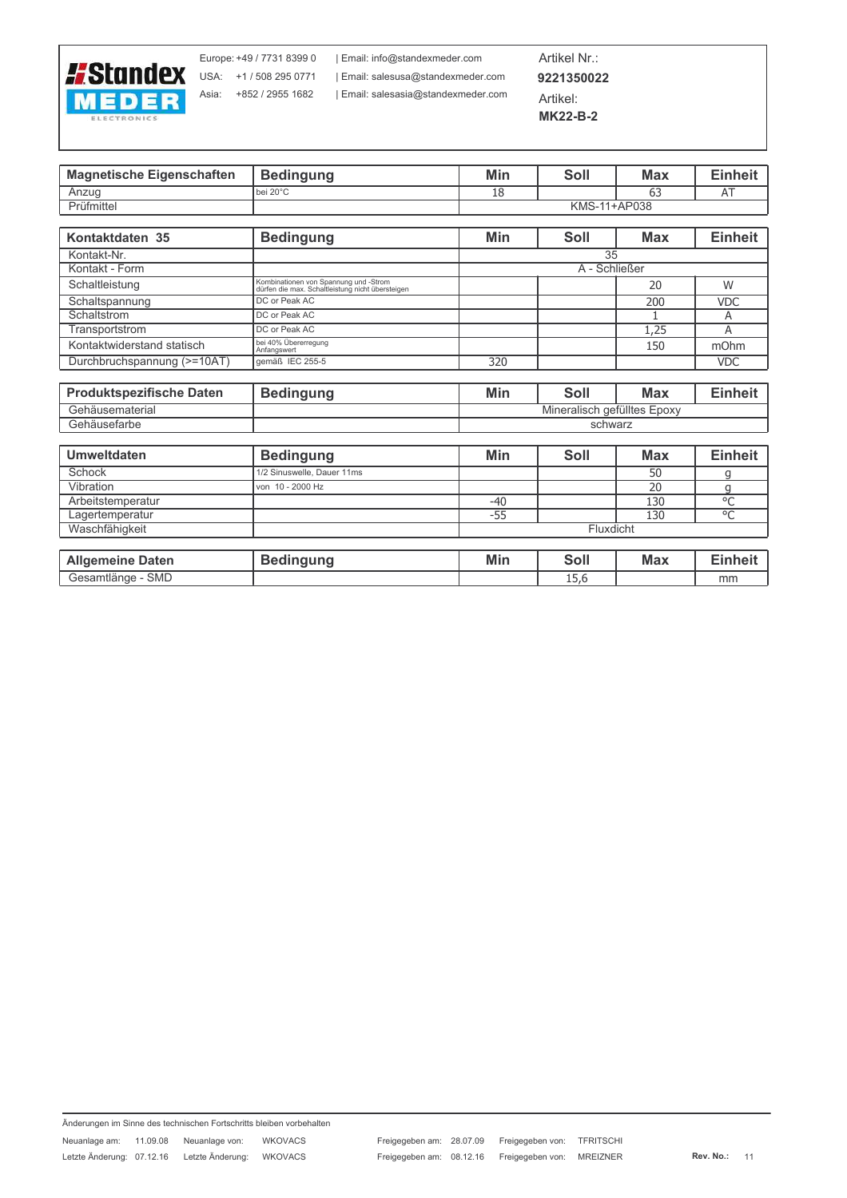Europe: +49 / 7731 8399 0 | Email: info@standexmeder.com
USA: +1 / 508 295 0771 | Email: salesusa@standexmeder.com
Asia: +852 / 2955 1682 | Email: salesasia@standexmeder.com

Artikel Nr.: **9221350022**
Artikel: **MK22-B-2**

| Magnetische Eigenschaften | Bedingung | Min | Soll | Max | Einheit |
|---|---|---|---|---|---|
| Anzug | bei 20°C | 18 | | 63 | AT |
| Prüfmittel | | KMS-11+AP038 | | | |

| Kontaktdaten 35 | Bedingung | Min | Soll | Max | Einheit |
|---|---|---|---|---|---|
| Kontakt-Nr. | | 35 | | | |
| Kontakt - Form | | A - Schließer | | | |
| Schaltleistung | Kombinationen von Spannung und -Strom dürfen die max. Schaltleistung nicht übersteigen | | | 20 | W |
| Schaltspannung | DC or Peak AC | | | 200 | VDC |
| Schaltstrom | DC or Peak AC | | | 1 | A |
| Transportstrom | DC or Peak AC | | | 1,25 | A |
| Kontaktwiderstand statisch | bei 40% Übererregung Anfangswert | | | 150 | mOhm |
| Durchbruchspannung (>=10AT) | gemäß IEC 255-5 | 320 | | | VDC |

| Produktspezifische Daten | Bedingung | Min | Soll | Max | Einheit |
|---|---|---|---|---|---|
| Gehäusematerial | | Mineralisch gefülltes Epoxy | | | |
| Gehäusefarbe | | schwarz | | | |

| Umweltdaten | Bedingung | Min | Soll | Max | Einheit |
|---|---|---|---|---|---|
| Schock | 1/2 Sinuswelle, Dauer 11ms | | | 50 | g |
| Vibration | von 10 - 2000 Hz | | | 20 | g |
| Arbeitstemperatur | | -40 | | 130 | °C |
| Lagertemperatur | | -55 | | 130 | °C |
| Waschfähigkeit | | Fluxdicht | | | |

| Allgemeine Daten | Bedingung | Min | Soll | Max | Einheit |
|---|---|---|---|---|---|
| Gesamtlänge - SMD | | | 15,6 | | mm |

Änderungen im Sinne des technischen Fortschritts bleiben vorbehalten

| | | | | | | | | |
|---|---|---|---|---|---|---|---|---|
| Neuanlage am: | 11.09.08 | Neuanlage von: | WKOVACS | Freigegeben am: | 28.07.09 | Freigegeben von: | TFRITSCHI | |
| Letzte Änderung: | 07.12.16 | Letzte Änderung: | WKOVACS | Freigegeben am: | 08.12.16 | Freigegeben von: | MREIZNER | Rev. No.: 11 |